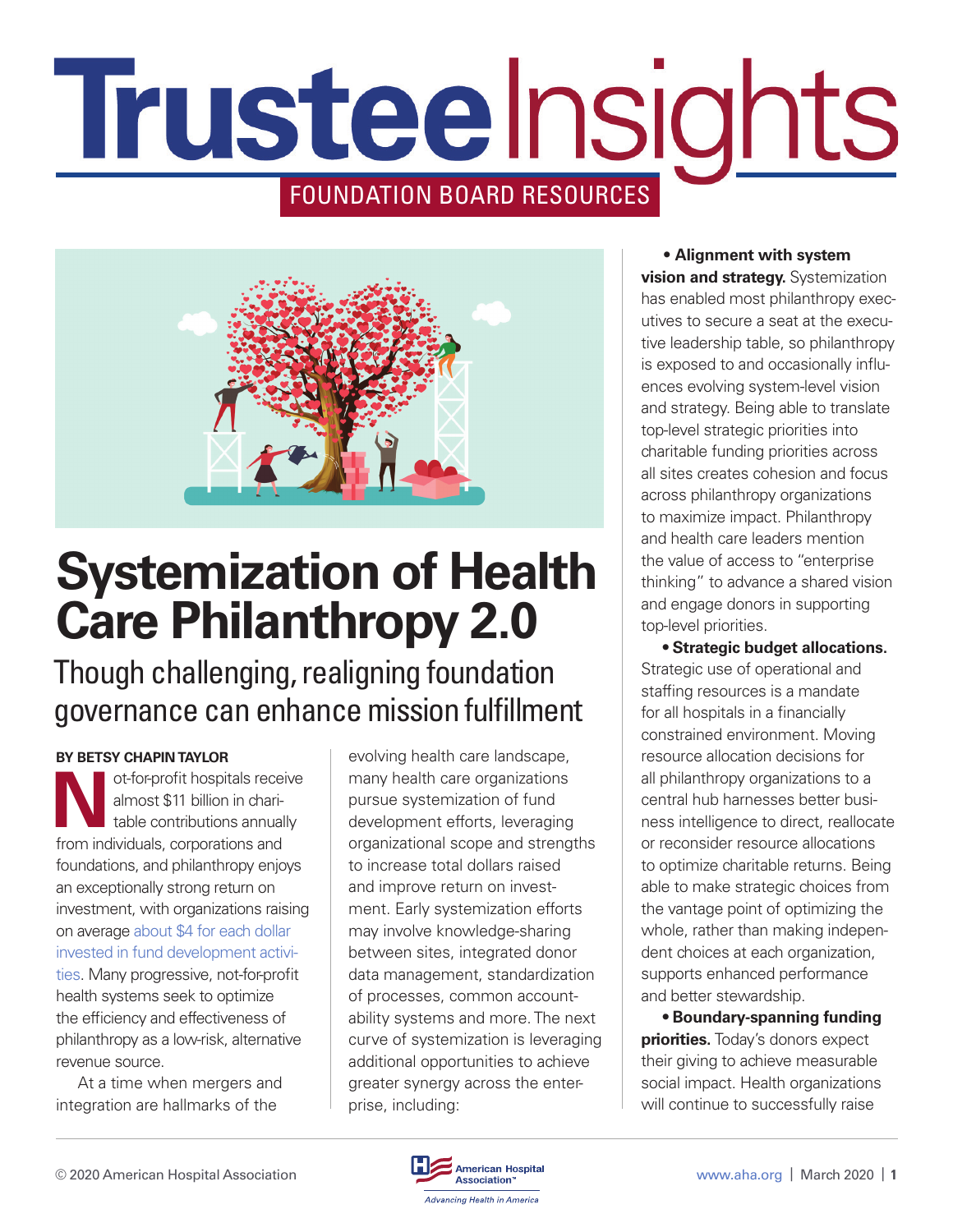# Trustee Insights

FOUNDATION BOARD RESOURCES

# Systemization of Health Care Philanthropy 2.0

## Though challenging, realigning foundation governance can enhance mission fulfillment

**BY BETSY CHAPIN TAYLOR**

Not-for-profit hospitals receive almost $11 billion in charitable contributions annually from individuals, corporations and foundations, and philanthropy enjoys an exceptionally strong return on investment, with organizations raising on average about $4 for each dollar invested in fund development activities. Many progressive, not-for-profit health systems seek to optimize the efficiency and effectiveness of philanthropy as a low-risk, alternative revenue source.

At a time when mergers and integration are hallmarks of the evolving health care landscape, many health care organizations pursue systemization of fund development efforts, leveraging organizational scope and strengths to increase total dollars raised and improve return on investment. Early systemization efforts may involve knowledge-sharing between sites, integrated donor data management, standardization of processes, common accountability systems and more. The next curve of systemization is leveraging additional opportunities to achieve greater synergy across the enterprise, including:

- **Alignment with system vision and strategy.** Systemization has enabled most philanthropy executives to secure a seat at the executive leadership table, so philanthropy is exposed to and occasionally influences evolving system-level vision and strategy. Being able to translate top-level strategic priorities into charitable funding priorities across all sites creates cohesion and focus across philanthropy organizations to maximize impact. Philanthropy and health care leaders mention the value of access to "enterprise thinking" to advance a shared vision and engage donors in supporting top-level priorities.
- **Strategic budget allocations.** Strategic use of operational and staffing resources is a mandate for all hospitals in a financially constrained environment. Moving resource allocation decisions for all philanthropy organizations to a central hub harnesses better business intelligence to direct, reallocate or reconsider resource allocations to optimize charitable returns. Being able to make strategic choices from the vantage point of optimizing the whole, rather than making independent choices at each organization, supports enhanced performance and better stewardship.
- **Boundary-spanning funding priorities.** Today's donors expect their giving to achieve measurable social impact. Health organizations will continue to successfully raise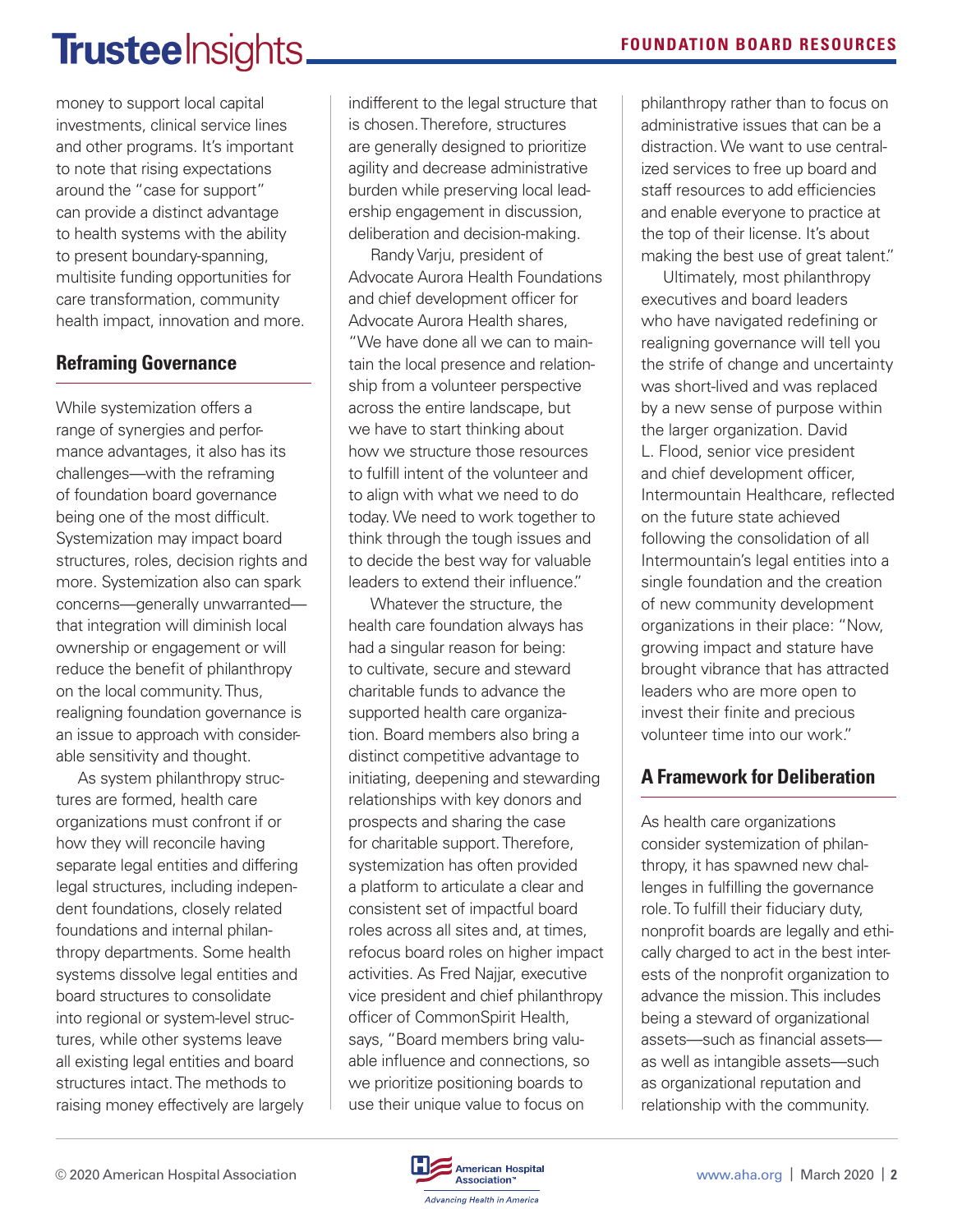money to support local capital investments, clinical service lines and other programs. It's important to note that rising expectations around the "case for support" can provide a distinct advantage to health systems with the ability to present boundary-spanning, multisite funding opportunities for care transformation, community health impact, innovation and more.

## Reframing Governance

While systemization offers a range of synergies and performance advantages, it also has its challenges—with the reframing of foundation board governance being one of the most difficult. Systemization may impact board structures, roles, decision rights and more. Systemization also can spark concerns—generally unwarranted—that integration will diminish local ownership or engagement or will reduce the benefit of philanthropy on the local community. Thus, realigning foundation governance is an issue to approach with considerable sensitivity and thought.

As system philanthropy structures are formed, health care organizations must confront if or how they will reconcile having separate legal entities and differing legal structures, including independent foundations, closely related foundations and internal philanthropy departments. Some health systems dissolve legal entities and board structures to consolidate into regional or system-level structures, while other systems leave all existing legal entities and board structures intact. The methods to raising money effectively are largely indifferent to the legal structure that is chosen. Therefore, structures are generally designed to prioritize agility and decrease administrative burden while preserving local leadership engagement in discussion, deliberation and decision-making.

Randy Varju, president of Advocate Aurora Health Foundations and chief development officer for Advocate Aurora Health shares, "We have done all we can to maintain the local presence and relationship from a volunteer perspective across the entire landscape, but we have to start thinking about how we structure those resources to fulfill intent of the volunteer and to align with what we need to do today. We need to work together to think through the tough issues and to decide the best way for valuable leaders to extend their influence."

Whatever the structure, the health care foundation always has had a singular reason for being: to cultivate, secure and steward charitable funds to advance the supported health care organization. Board members also bring a distinct competitive advantage to initiating, deepening and stewarding relationships with key donors and prospects and sharing the case for charitable support. Therefore, systemization has often provided a platform to articulate a clear and consistent set of impactful board roles across all sites and, at times, refocus board roles on higher impact activities. As Fred Najjar, executive vice president and chief philanthropy officer of CommonSpirit Health, says, "Board members bring valuable influence and connections, so we prioritize positioning boards to use their unique value to focus on philanthropy rather than to focus on administrative issues that can be a distraction. We want to use centralized services to free up board and staff resources to add efficiencies and enable everyone to practice at the top of their license. It's about making the best use of great talent."

Ultimately, most philanthropy executives and board leaders who have navigated redefining or realigning governance will tell you the strife of change and uncertainty was short-lived and was replaced by a new sense of purpose within the larger organization. David L. Flood, senior vice president and chief development officer, Intermountain Healthcare, reflected on the future state achieved following the consolidation of all Intermountain's legal entities into a single foundation and the creation of new community development organizations in their place: "Now, growing impact and stature have brought vibrance that has attracted leaders who are more open to invest their finite and precious volunteer time into our work."

## A Framework for Deliberation

As health care organizations consider systemization of philanthropy, it has spawned new challenges in fulfilling the governance role. To fulfill their fiduciary duty, nonprofit boards are legally and ethically charged to act in the best interests of the nonprofit organization to advance the mission. This includes being a steward of organizational assets—such as financial assets—as well as intangible assets—such as organizational reputation and relationship with the community.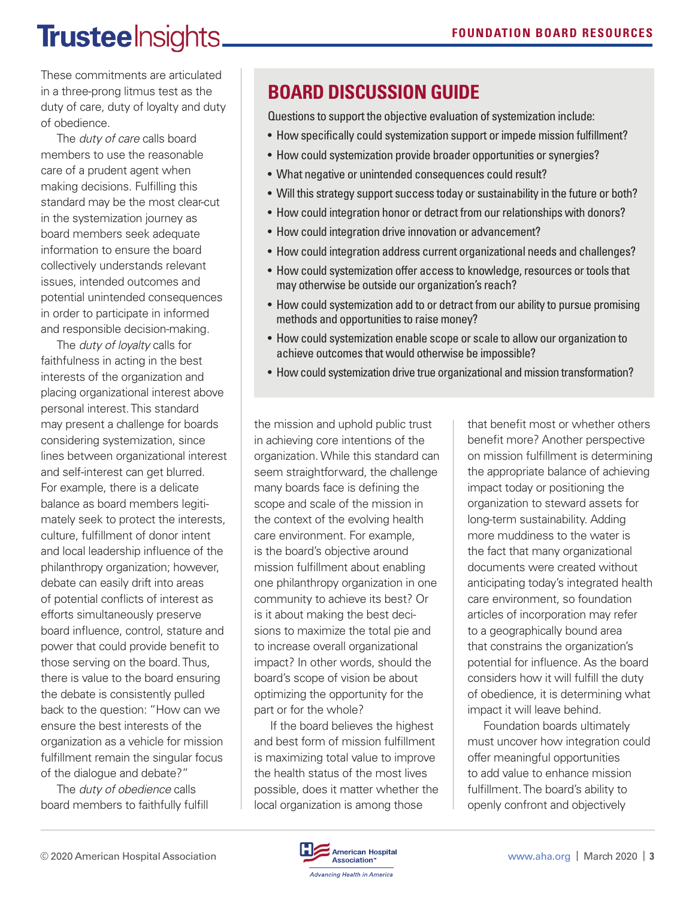These commitments are articulated in a three-prong litmus test as the duty of care, duty of loyalty and duty of obedience.

The *duty of care* calls board members to use the reasonable care of a prudent agent when making decisions. Fulfilling this standard may be the most clear-cut in the systemization journey as board members seek adequate information to ensure the board collectively understands relevant issues, intended outcomes and potential unintended consequences in order to participate in informed and responsible decision-making.

The *duty of loyalty* calls for faithfulness in acting in the best interests of the organization and placing organizational interest above personal interest. This standard may present a challenge for boards considering systemization, since lines between organizational interest and self-interest can get blurred. For example, there is a delicate balance as board members legitimately seek to protect the interests, culture, fulfillment of donor intent and local leadership influence of the philanthropy organization; however, debate can easily drift into areas of potential conflicts of interest as efforts simultaneously preserve board influence, control, stature and power that could provide benefit to those serving on the board. Thus, there is value to the board ensuring the debate is consistently pulled back to the question: "How can we ensure the best interests of the organization as a vehicle for mission fulfillment remain the singular focus of the dialogue and debate?"

The *duty of obedience* calls board members to faithfully fulfill the mission and uphold public trust in achieving core intentions of the organization. While this standard can seem straightforward, the challenge many boards face is defining the scope and scale of the mission in the context of the evolving health care environment. For example, is the board's objective around mission fulfillment about enabling one philanthropy organization in one community to achieve its best? Or is it about making the best decisions to maximize the total pie and to increase overall organizational impact? In other words, should the board's scope of vision be about optimizing the opportunity for the part or for the whole?

If the board believes the highest and best form of mission fulfillment is maximizing total value to improve the health status of the most lives possible, does it matter whether the local organization is among those that benefit most or whether others benefit more? Another perspective on mission fulfillment is determining the appropriate balance of achieving impact today or positioning the organization to steward assets for long-term sustainability. Adding more muddiness to the water is the fact that many organizational documents were created without anticipating today's integrated health care environment, so foundation articles of incorporation may refer to a geographically bound area that constrains the organization's potential for influence. As the board considers how it will fulfill the duty of obedience, it is determining what impact it will leave behind.

Foundation boards ultimately must uncover how integration could offer meaningful opportunities to add value to enhance mission fulfillment. The board's ability to openly confront and objectively

## BOARD DISCUSSION GUIDE

Questions to support the objective evaluation of systemization include:

- How specifically could systemization support or impede mission fulfillment?
- How could systemization provide broader opportunities or synergies?
- What negative or unintended consequences could result?
- Will this strategy support success today or sustainability in the future or both?
- How could integration honor or detract from our relationships with donors?
- How could integration drive innovation or advancement?
- How could integration address current organizational needs and challenges?
- How could systemization offer access to knowledge, resources or tools that may otherwise be outside our organization's reach?
- How could systemization add to or detract from our ability to pursue promising methods and opportunities to raise money?
- How could systemization enable scope or scale to allow our organization to achieve outcomes that would otherwise be impossible?
- How could systemization drive true organizational and mission transformation?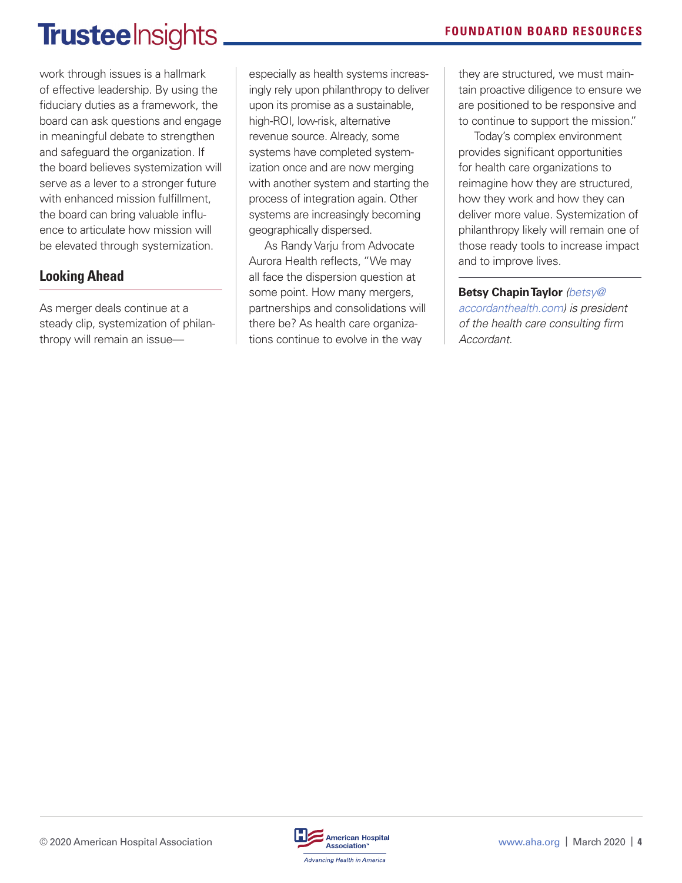work through issues is a hallmark of effective leadership. By using the fiduciary duties as a framework, the board can ask questions and engage in meaningful debate to strengthen and safeguard the organization. If the board believes systemization will serve as a lever to a stronger future with enhanced mission fulfillment, the board can bring valuable influence to articulate how mission will be elevated through systemization.

## Looking Ahead

As merger deals continue at a steady clip, systemization of philanthropy will remain an issue—especially as health systems increasingly rely upon philanthropy to deliver upon its promise as a sustainable, high-ROI, low-risk, alternative revenue source. Already, some systems have completed systemization once and are now merging with another system and starting the process of integration again. Other systems are increasingly becoming geographically dispersed.

As Randy Varju from Advocate Aurora Health reflects, "We may all face the dispersion question at some point. How many mergers, partnerships and consolidations will there be? As health care organizations continue to evolve in the way they are structured, we must maintain proactive diligence to ensure we are positioned to be responsive and to continue to support the mission."

Today's complex environment provides significant opportunities for health care organizations to reimagine how they are structured, how they work and how they can deliver more value. Systemization of philanthropy likely will remain one of those ready tools to increase impact and to improve lives.

---

**Betsy Chapin Taylor** *(betsy@accordanthealth.com) is president of the health care consulting firm Accordant.*